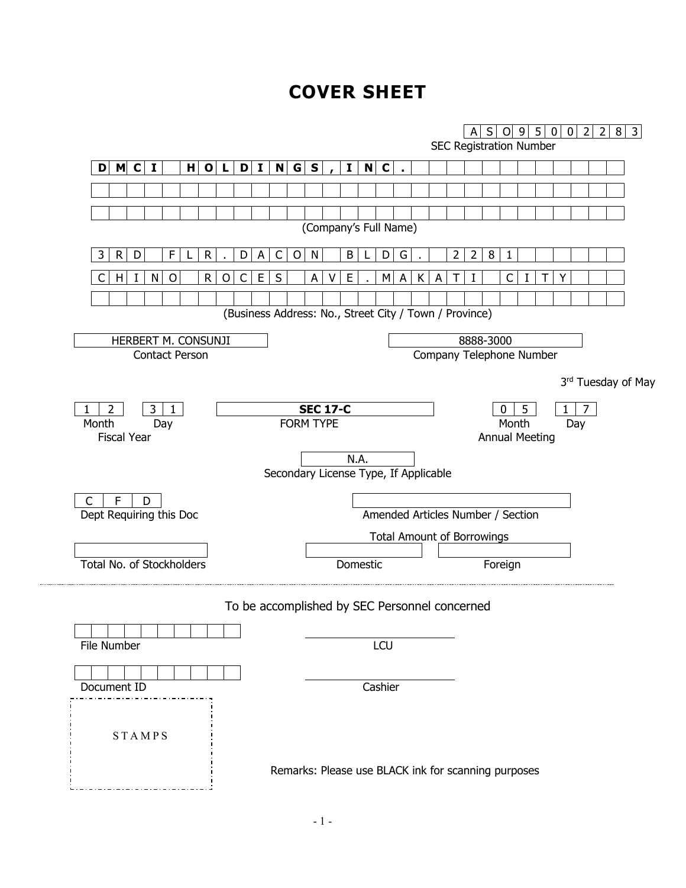# COVER SHEET

**AS095002283**
SEC Registration Number

**DMCI HOLDINGS, INC.**

(Company's Full Name)

3RD FLR. DACON BLDG. 2281
CHINO ROCES AVE. MAKATI CITY

(Business Address: No., Street City / Town / Province)

| HERBERT M. CONSUNJI | 8888-3000 |
|---|---|
| Contact Person | Company Telephone Number |

3rd Tuesday of May

| 12 | 31 | **SEC 17-C** | 05 | 17 |
|---|---|---|---|---|
| Month | Day | FORM TYPE | Month | Day |
| Fiscal Year | | | Annual Meeting | |

N.A.
Secondary License Type, If Applicable

CFD
Dept Requiring this Doc

Amended Articles Number / Section

Total Amount of Borrowings

| | | |
|---|---|---|
| Total No. of Stockholders | Domestic | Foreign |

---

To be accomplished by SEC Personnel concerned

File Number

LCU

Document ID

Cashier

STAMPS

Remarks: Please use BLACK ink for scanning purposes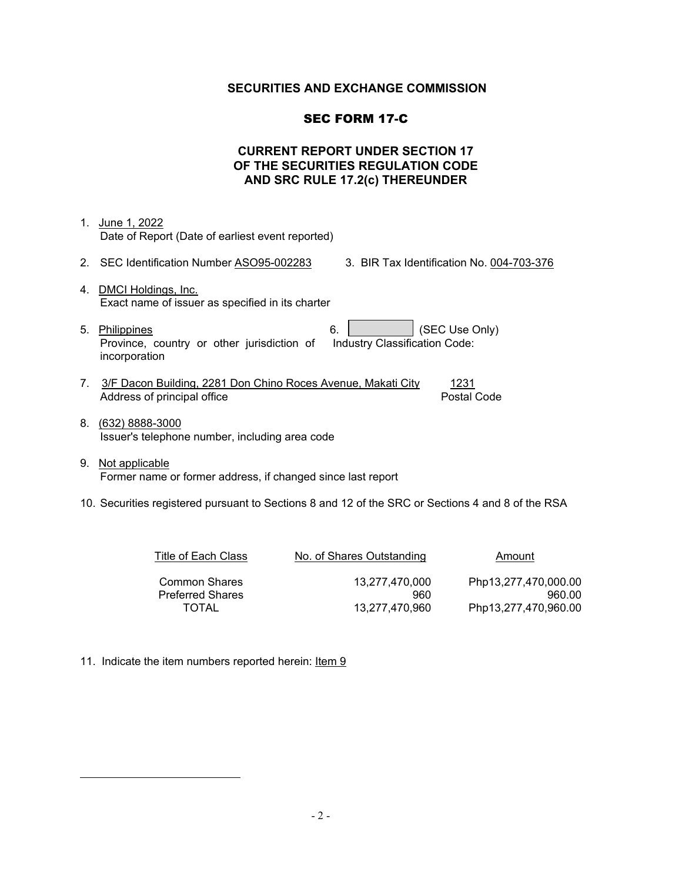**SECURITIES AND EXCHANGE COMMISSION**

**SEC FORM 17-C**

**CURRENT REPORT UNDER SECTION 17 OF THE SECURITIES REGULATION CODE AND SRC RULE 17.2(c) THEREUNDER**

1. June 1, 2022
   Date of Report (Date of earliest event reported)

2. SEC Identification Number ASO95-002283
3. BIR Tax Identification No. 004-703-376

4. DMCI Holdings, Inc.
   Exact name of issuer as specified in its charter

5. Philippines
   Province, country or other jurisdiction of incorporation
6. (SEC Use Only)
   Industry Classification Code:

7. 3/F Dacon Building, 2281 Don Chino Roces Avenue, Makati City — 1231
   Address of principal office — Postal Code

8. (632) 8888-3000
   Issuer's telephone number, including area code

9. Not applicable
   Former name or former address, if changed since last report

10. Securities registered pursuant to Sections 8 and 12 of the SRC or Sections 4 and 8 of the RSA

| Title of Each Class | No. of Shares Outstanding | Amount |
|---|---|---|
| Common Shares | 13,277,470,000 | Php13,277,470,000.00 |
| Preferred Shares | 960 | 960.00 |
| TOTAL | 13,277,470,960 | Php13,277,470,960.00 |

11. Indicate the item numbers reported herein: Item 9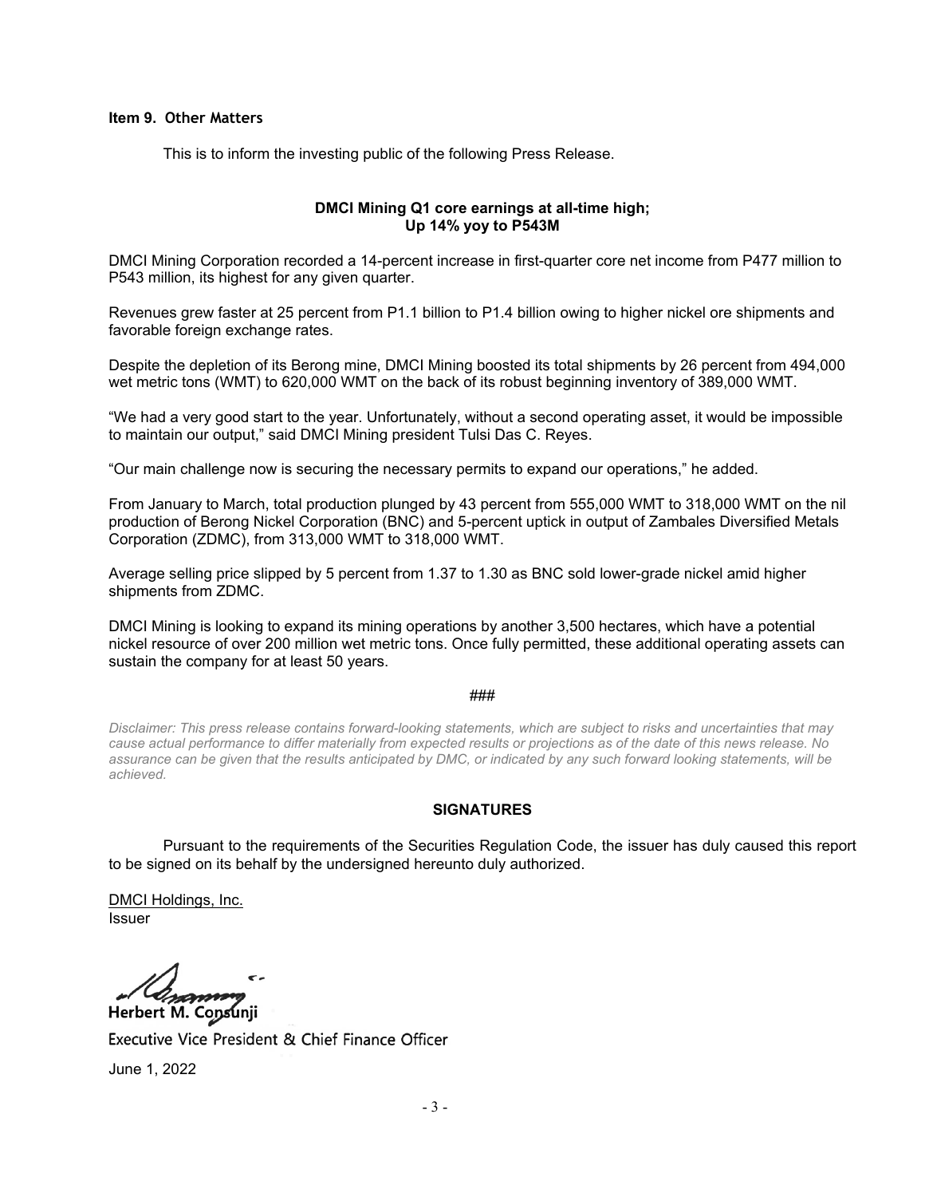**Item 9. Other Matters**

This is to inform the investing public of the following Press Release.

**DMCI Mining Q1 core earnings at all-time high;**
**Up 14% yoy to P543M**

DMCI Mining Corporation recorded a 14-percent increase in first-quarter core net income from P477 million to P543 million, its highest for any given quarter.

Revenues grew faster at 25 percent from P1.1 billion to P1.4 billion owing to higher nickel ore shipments and favorable foreign exchange rates.

Despite the depletion of its Berong mine, DMCI Mining boosted its total shipments by 26 percent from 494,000 wet metric tons (WMT) to 620,000 WMT on the back of its robust beginning inventory of 389,000 WMT.

“We had a very good start to the year. Unfortunately, without a second operating asset, it would be impossible to maintain our output,” said DMCI Mining president Tulsi Das C. Reyes.

“Our main challenge now is securing the necessary permits to expand our operations,” he added.

From January to March, total production plunged by 43 percent from 555,000 WMT to 318,000 WMT on the nil production of Berong Nickel Corporation (BNC) and 5-percent uptick in output of Zambales Diversified Metals Corporation (ZDMC), from 313,000 WMT to 318,000 WMT.

Average selling price slipped by 5 percent from 1.37 to 1.30 as BNC sold lower-grade nickel amid higher shipments from ZDMC.

DMCI Mining is looking to expand its mining operations by another 3,500 hectares, which have a potential nickel resource of over 200 million wet metric tons. Once fully permitted, these additional operating assets can sustain the company for at least 50 years.

###

*Disclaimer: This press release contains forward-looking statements, which are subject to risks and uncertainties that may cause actual performance to differ materially from expected results or projections as of the date of this news release. No assurance can be given that the results anticipated by DMC, or indicated by any such forward looking statements, will be achieved.*

**SIGNATURES**

Pursuant to the requirements of the Securities Regulation Code, the issuer has duly caused this report to be signed on its behalf by the undersigned hereunto duly authorized.

DMCI Holdings, Inc.
Issuer

**Herbert M. Consunji**
Executive Vice President & Chief Finance Officer

June 1, 2022